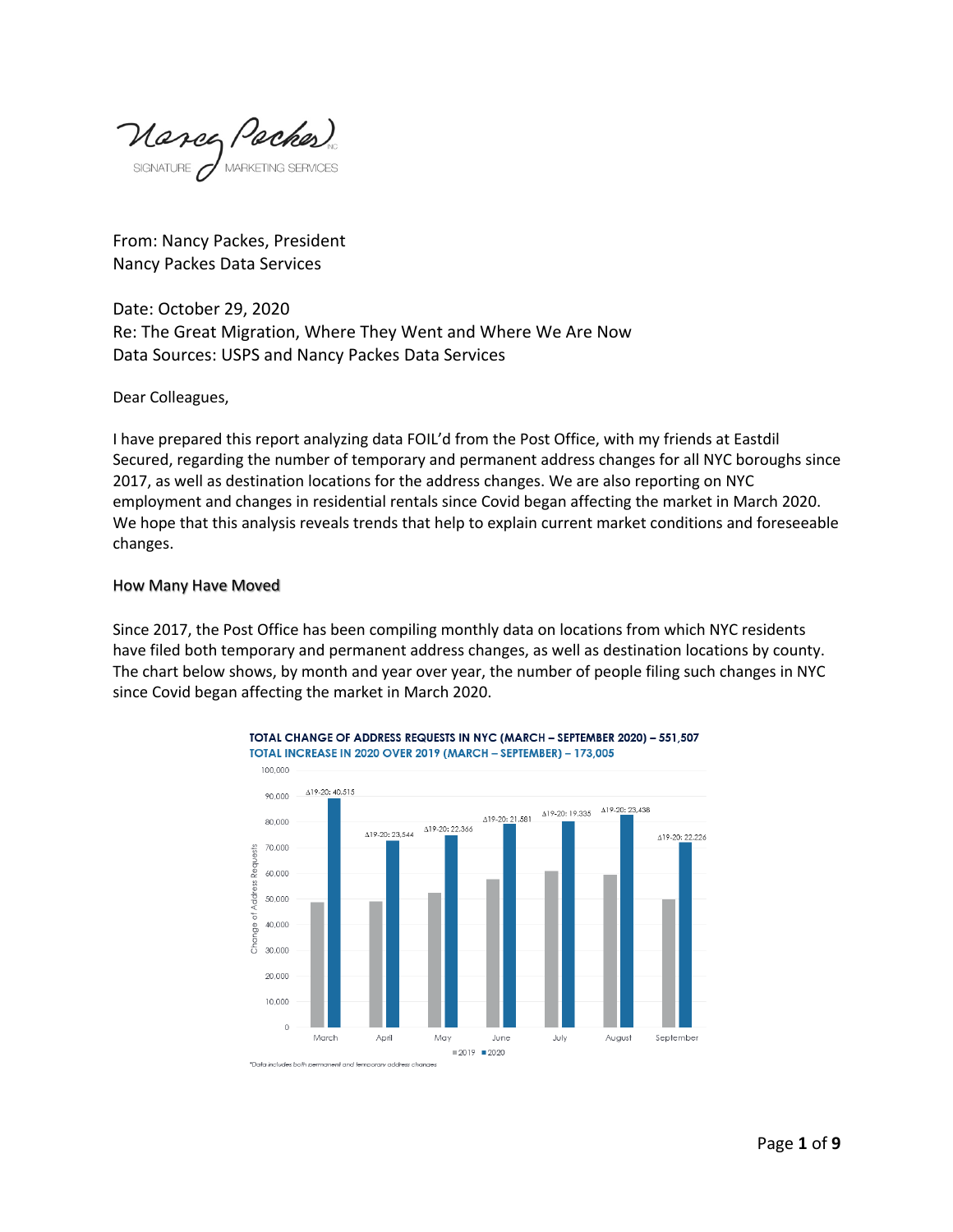From: Nancy Packes, President
Nancy Packes Data Services

Date: October 29, 2020
Re: The Great Migration, Where They Went and Where We Are Now
Data Sources: USPS and Nancy Packes Data Services

Dear Colleagues,

I have prepared this report analyzing data FOIL'd from the Post Office, with my friends at Eastdil Secured, regarding the number of temporary and permanent address changes for all NYC boroughs since 2017, as well as destination locations for the address changes. We are also reporting on NYC employment and changes in residential rentals since Covid began affecting the market in March 2020. We hope that this analysis reveals trends that help to explain current market conditions and foreseeable changes.

## How Many Have Moved

Since 2017, the Post Office has been compiling monthly data on locations from which NYC residents have filed both temporary and permanent address changes, as well as destination locations by county. The chart below shows, by month and year over year, the number of people filing such changes in NYC since Covid began affecting the market in March 2020.

**TOTAL CHANGE OF ADDRESS REQUESTS IN NYC (MARCH – SEPTEMBER 2020) – 551,507**
**TOTAL INCREASE IN 2020 OVER 2019 (MARCH – SEPTEMBER) – 173,005**

| Month | Δ19-20 |
|---|---|
| March | 40,515 |
| April | 23,544 |
| May | 22,366 |
| June | 21,581 |
| July | 19,335 |
| August | 23,438 |
| September | 22,226 |

*Data includes both permanent and temporary address changes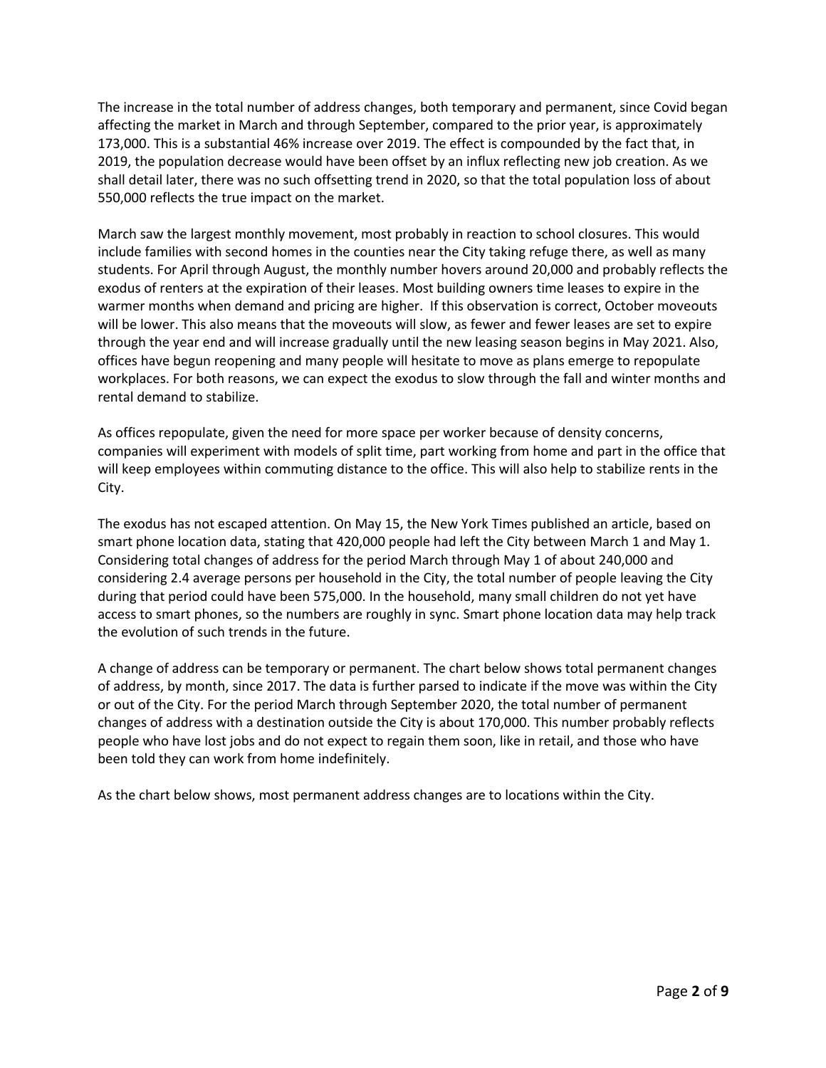The increase in the total number of address changes, both temporary and permanent, since Covid began affecting the market in March and through September, compared to the prior year, is approximately 173,000. This is a substantial 46% increase over 2019. The effect is compounded by the fact that, in 2019, the population decrease would have been offset by an influx reflecting new job creation. As we shall detail later, there was no such offsetting trend in 2020, so that the total population loss of about 550,000 reflects the true impact on the market.

March saw the largest monthly movement, most probably in reaction to school closures. This would include families with second homes in the counties near the City taking refuge there, as well as many students. For April through August, the monthly number hovers around 20,000 and probably reflects the exodus of renters at the expiration of their leases. Most building owners time leases to expire in the warmer months when demand and pricing are higher. If this observation is correct, October moveouts will be lower. This also means that the moveouts will slow, as fewer and fewer leases are set to expire through the year end and will increase gradually until the new leasing season begins in May 2021. Also, offices have begun reopening and many people will hesitate to move as plans emerge to repopulate workplaces. For both reasons, we can expect the exodus to slow through the fall and winter months and rental demand to stabilize.

As offices repopulate, given the need for more space per worker because of density concerns, companies will experiment with models of split time, part working from home and part in the office that will keep employees within commuting distance to the office. This will also help to stabilize rents in the City.

The exodus has not escaped attention. On May 15, the New York Times published an article, based on smart phone location data, stating that 420,000 people had left the City between March 1 and May 1. Considering total changes of address for the period March through May 1 of about 240,000 and considering 2.4 average persons per household in the City, the total number of people leaving the City during that period could have been 575,000. In the household, many small children do not yet have access to smart phones, so the numbers are roughly in sync. Smart phone location data may help track the evolution of such trends in the future.

A change of address can be temporary or permanent. The chart below shows total permanent changes of address, by month, since 2017. The data is further parsed to indicate if the move was within the City or out of the City. For the period March through September 2020, the total number of permanent changes of address with a destination outside the City is about 170,000. This number probably reflects people who have lost jobs and do not expect to regain them soon, like in retail, and those who have been told they can work from home indefinitely.

As the chart below shows, most permanent address changes are to locations within the City.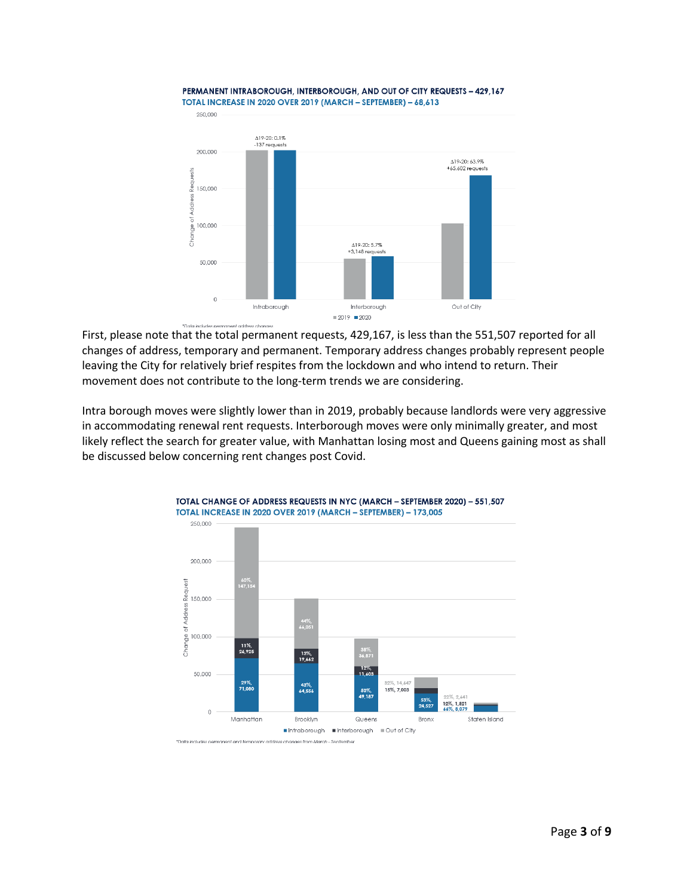**PERMANENT INTRABOROUGH, INTERBOROUGH, AND OUT OF CITY REQUESTS – 429,167**
**TOTAL INCREASE IN 2020 OVER 2019 (MARCH – SEPTEMBER) – 68,613**

| | 2019 | 2020 | Δ19-20 |
|---|---|---|---|
| Intraborough | | | 0.1%, -137 requests |
| Interborough | | | 5.7%, +3,148 requests |
| Out of City | | | 63.9%, +65,602 requests |

*Data includes permanent address changes

First, please note that the total permanent requests, 429,167, is less than the 551,507 reported for all changes of address, temporary and permanent. Temporary address changes probably represent people leaving the City for relatively brief respites from the lockdown and who intend to return. Their movement does not contribute to the long-term trends we are considering.

Intra borough moves were slightly lower than in 2019, probably because landlords were very aggressive in accommodating renewal rent requests. Interborough moves were only minimally greater, and most likely reflect the search for greater value, with Manhattan losing most and Queens gaining most as shall be discussed below concerning rent changes post Covid.

**TOTAL CHANGE OF ADDRESS REQUESTS IN NYC (MARCH – SEPTEMBER 2020) – 551,507**
**TOTAL INCREASE IN 2020 OVER 2019 (MARCH – SEPTEMBER) – 173,005**

| Borough | Intraborough | Interborough | Out of City |
|---|---|---|---|
| Manhattan | 29%, 71,080 | 11%, 24,925 | 60%, 147,154 |
| Brooklyn | 43%, 64,556 | 13%, 19,662 | 44%, 66,051 |
| Queens | 50%, 49,187 | 12%, 11,603 | 38%, 36,871 |
| Bronx | 53%, 24,527 | 15%, 7,003 | 32%, 14,647 |
| Staten Island | 66%, 8,079 | 12%, 1,821 | 22%, 2,441 |

*Data includes permanent and temporary address changes from March - September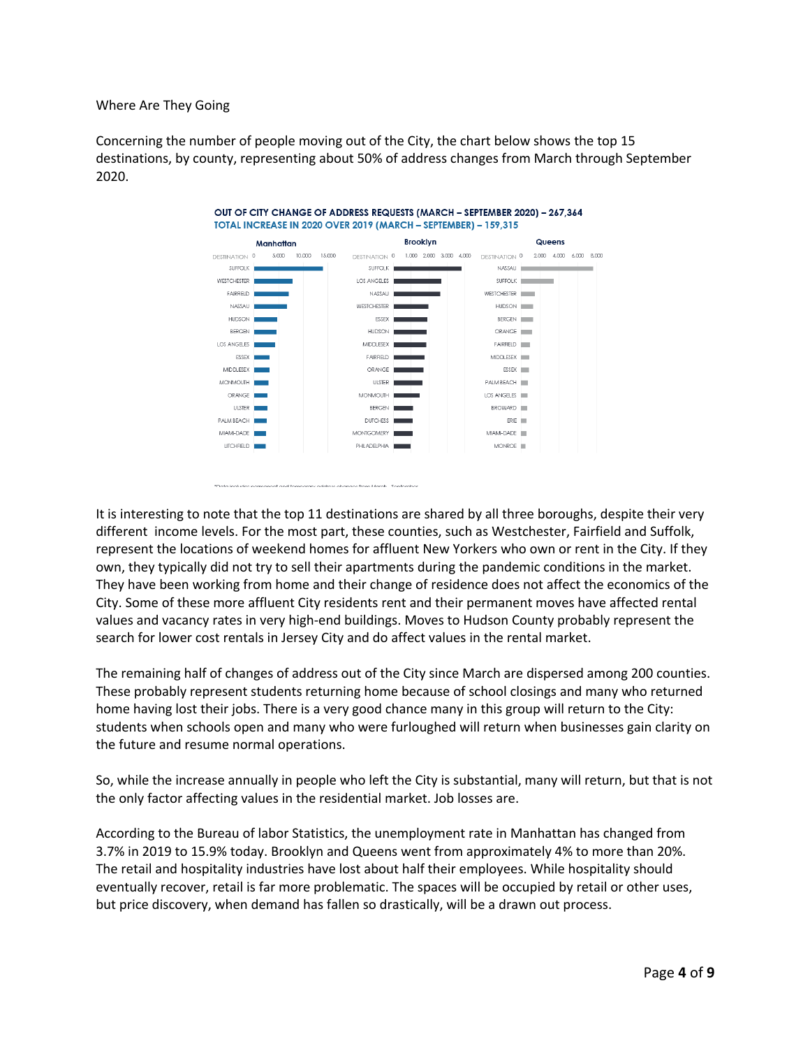Where Are They Going

Concerning the number of people moving out of the City, the chart below shows the top 15 destinations, by county, representing about 50% of address changes from March through September 2020.

**OUT OF CITY CHANGE OF ADDRESS REQUESTS (MARCH – SEPTEMBER 2020) – 267,364**
**TOTAL INCREASE IN 2020 OVER 2019 (MARCH – SEPTEMBER) – 159,315**

| Manhattan | Brooklyn | Queens |
|---|---|---|
| SUFFOLK | SUFFOLK | NASSAU |
| WESTCHESTER | LOS ANGELES | SUFFOLK |
| FAIRFIELD | NASSAU | WESTCHESTER |
| NASSAU | WESTCHESTER | HUDSON |
| HUDSON | ESSEX | BERGEN |
| BERGEN | HUDSON | ORANGE |
| LOS ANGELES | MIDDLESEX | FAIRFIELD |
| ESSEX | FAIRFIELD | MIDDLESEX |
| MIDDLESEX | ORANGE | ESSEX |
| MONMOUTH | ULSTER | PALM BEACH |
| ORANGE | MONMOUTH | LOS ANGELES |
| ULSTER | BERGEN | BROWARD |
| PALM BEACH | DUTCHESS | ERIE |
| MIAMI-DADE | MONTGOMERY | MIAMI-DADE |
| LITCHFIELD | PHILADELPHIA | MONROE |

*Data includes permanent and temporary address changes from March - September

It is interesting to note that the top 11 destinations are shared by all three boroughs, despite their very different income levels. For the most part, these counties, such as Westchester, Fairfield and Suffolk, represent the locations of weekend homes for affluent New Yorkers who own or rent in the City. If they own, they typically did not try to sell their apartments during the pandemic conditions in the market. They have been working from home and their change of residence does not affect the economics of the City. Some of these more affluent City residents rent and their permanent moves have affected rental values and vacancy rates in very high-end buildings. Moves to Hudson County probably represent the search for lower cost rentals in Jersey City and do affect values in the rental market.

The remaining half of changes of address out of the City since March are dispersed among 200 counties. These probably represent students returning home because of school closings and many who returned home having lost their jobs. There is a very good chance many in this group will return to the City: students when schools open and many who were furloughed will return when businesses gain clarity on the future and resume normal operations.

So, while the increase annually in people who left the City is substantial, many will return, but that is not the only factor affecting values in the residential market. Job losses are.

According to the Bureau of labor Statistics, the unemployment rate in Manhattan has changed from 3.7% in 2019 to 15.9% today. Brooklyn and Queens went from approximately 4% to more than 20%. The retail and hospitality industries have lost about half their employees. While hospitality should eventually recover, retail is far more problematic. The spaces will be occupied by retail or other uses, but price discovery, when demand has fallen so drastically, will be a drawn out process.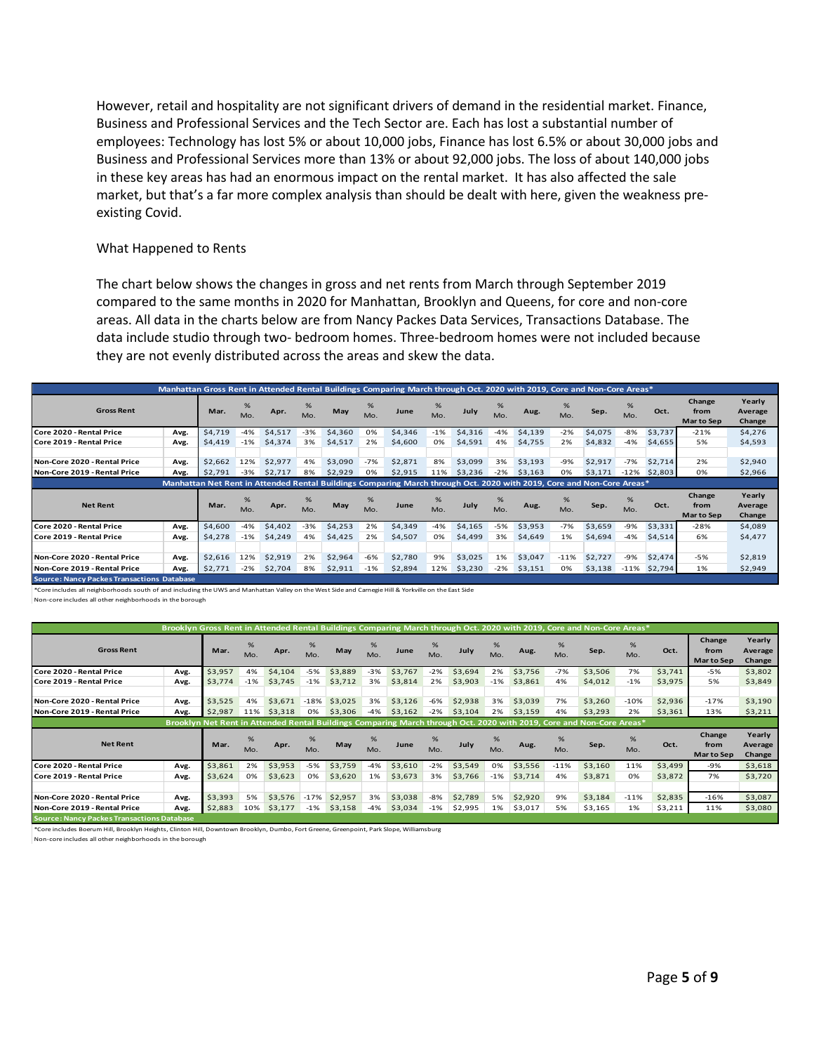However, retail and hospitality are not significant drivers of demand in the residential market. Finance, Business and Professional Services and the Tech Sector are. Each has lost a substantial number of employees: Technology has lost 5% or about 10,000 jobs, Finance has lost 6.5% or about 30,000 jobs and Business and Professional Services more than 13% or about 92,000 jobs. The loss of about 140,000 jobs in these key areas has had an enormous impact on the rental market. It has also affected the sale market, but that's a far more complex analysis than should be dealt with here, given the weakness pre-existing Covid.

What Happened to Rents

The chart below shows the changes in gross and net rents from March through September 2019 compared to the same months in 2020 for Manhattan, Brooklyn and Queens, for core and non-core areas. All data in the charts below are from Nancy Packes Data Services, Transactions Database. The data include studio through two- bedroom homes. Three-bedroom homes were not included because they are not evenly distributed across the areas and skew the data.

**Manhattan Gross Rent in Attended Rental Buildings Comparing March through Oct. 2020 with 2019, Core and Non-Core Areas***

| Gross Rent | | Mar. | % Mo. | Apr. | % Mo. | May | % Mo. | June | % Mo. | July | % Mo. | Aug. | % Mo. | Sep. | % Mo. | Oct. | Change from Mar to Sep | Yearly Average Change |
|---|---|---|---|---|---|---|---|---|---|---|---|---|---|---|---|---|---|---|
| Core 2020 - Rental Price | Avg. | $4,719 | -4% | $4,517 | -3% | $4,360 | 0% | $4,346 | -1% | $4,316 | -4% | $4,139 | -2% | $4,075 | -8% | $3,737 | -21% | $4,276 |
| Core 2019 - Rental Price | Avg. | $4,419 | -1% | $4,374 | 3% | $4,517 | 2% | $4,600 | 0% | $4,591 | 4% | $4,755 | 2% | $4,832 | -4% | $4,655 | 5% | $4,593 |
| | | | | | | | | | | | | | | | | | | |
| Non-Core 2020 - Rental Price | Avg. | $2,662 | 12% | $2,977 | 4% | $3,090 | -7% | $2,871 | 8% | $3,099 | 3% | $3,193 | -9% | $2,917 | -7% | $2,714 | 2% | $2,940 |
| Non-Core 2019 - Rental Price | Avg. | $2,791 | -3% | $2,717 | 8% | $2,929 | 0% | $2,915 | 11% | $3,236 | -2% | $3,163 | 0% | $3,171 | -12% | $2,803 | 0% | $2,966 |

**Manhattan Net Rent in Attended Rental Buildings Comparing March through Oct. 2020 with 2019, Core and Non-Core Areas***

| Net Rent | | Mar. | % Mo. | Apr. | % Mo. | May | % Mo. | June | % Mo. | July | % Mo. | Aug. | % Mo. | Sep. | % Mo. | Oct. | Change from Mar to Sep | Yearly Average Change |
|---|---|---|---|---|---|---|---|---|---|---|---|---|---|---|---|---|---|---|
| Core 2020 - Rental Price | Avg. | $4,600 | -4% | $4,402 | -3% | $4,253 | 2% | $4,349 | -4% | $4,165 | -5% | $3,953 | -7% | $3,659 | -9% | $3,331 | -28% | $4,089 |
| Core 2019 - Rental Price | Avg. | $4,278 | -1% | $4,249 | 4% | $4,425 | 2% | $4,507 | 0% | $4,499 | 3% | $4,649 | 1% | $4,694 | -4% | $4,514 | 6% | $4,477 |
| | | | | | | | | | | | | | | | | | | |
| Non-Core 2020 - Rental Price | Avg. | $2,616 | 12% | $2,919 | 2% | $2,964 | -6% | $2,780 | 9% | $3,025 | 1% | $3,047 | -11% | $2,727 | -9% | $2,474 | -5% | $2,819 |
| Non-Core 2019 - Rental Price | Avg. | $2,771 | -2% | $2,704 | 8% | $2,911 | -1% | $2,894 | 12% | $3,230 | -2% | $3,151 | 0% | $3,138 | -11% | $2,794 | 1% | $2,949 |

Source: Nancy Packes Transactions Database

*Core includes all neighborhoods south of and including the UWS and Manhattan Valley on the West Side and Carnegie Hill & Yorkville on the East Side
Non-core includes all other neighborhoods in the borough

**Brooklyn Gross Rent in Attended Rental Buildings Comparing March through Oct. 2020 with 2019, Core and Non-Core Areas***

| Gross Rent | | Mar. | % Mo. | Apr. | % Mo. | May | % Mo. | June | % Mo. | July | % Mo. | Aug. | % Mo. | Sep. | % Mo. | Oct. | Change from Mar to Sep | Yearly Average Change |
|---|---|---|---|---|---|---|---|---|---|---|---|---|---|---|---|---|---|---|
| Core 2020 - Rental Price | Avg. | $3,957 | 4% | $4,104 | -5% | $3,889 | -3% | $3,767 | -2% | $3,694 | 2% | $3,756 | -7% | $3,506 | 7% | $3,741 | -5% | $3,802 |
| Core 2019 - Rental Price | Avg. | $3,774 | -1% | $3,745 | -1% | $3,712 | 3% | $3,814 | 2% | $3,903 | -1% | $3,861 | 4% | $4,012 | -1% | $3,975 | 5% | $3,849 |
| | | | | | | | | | | | | | | | | | | |
| Non-Core 2020 - Rental Price | Avg. | $3,525 | 4% | $3,671 | -18% | $3,025 | 3% | $3,126 | -6% | $2,938 | 3% | $3,039 | 7% | $3,260 | -10% | $2,936 | -17% | $3,190 |
| Non-Core 2019 - Rental Price | Avg. | $2,987 | 11% | $3,318 | 0% | $3,306 | -4% | $3,162 | -2% | $3,104 | 2% | $3,159 | 4% | $3,293 | 2% | $3,361 | 13% | $3,211 |

**Brooklyn Net Rent in Attended Rental Buildings Comparing March through Oct. 2020 with 2019, Core and Non-Core Areas***

| Net Rent | | Mar. | % Mo. | Apr. | % Mo. | May | % Mo. | June | % Mo. | July | % Mo. | Aug. | % Mo. | Sep. | % Mo. | Oct. | Change from Mar to Sep | Yearly Average Change |
|---|---|---|---|---|---|---|---|---|---|---|---|---|---|---|---|---|---|---|
| Core 2020 - Rental Price | Avg. | $3,861 | 2% | $3,953 | -5% | $3,759 | -4% | $3,610 | -2% | $3,549 | 0% | $3,556 | -11% | $3,160 | 11% | $3,499 | -9% | $3,618 |
| Core 2019 - Rental Price | Avg. | $3,624 | 0% | $3,623 | 0% | $3,620 | 1% | $3,673 | 3% | $3,766 | -1% | $3,714 | 4% | $3,871 | 0% | $3,872 | 7% | $3,720 |
| | | | | | | | | | | | | | | | | | | |
| Non-Core 2020 - Rental Price | Avg. | $3,393 | 5% | $3,576 | -17% | $2,957 | 3% | $3,038 | -8% | $2,789 | 5% | $2,920 | 9% | $3,184 | -11% | $2,835 | -16% | $3,087 |
| Non-Core 2019 - Rental Price | Avg. | $2,883 | 10% | $3,177 | -1% | $3,158 | -4% | $3,034 | -1% | $2,995 | 1% | $3,017 | 5% | $3,165 | 1% | $3,211 | 11% | $3,080 |

Source: Nancy Packes Transactions Database

*Core includes Boerum Hill, Brooklyn Heights, Clinton Hill, Downtown Brooklyn, Dumbo, Fort Greene, Greenpoint, Park Slope, Williamsburg
Non-core includes all other neighborhoods in the borough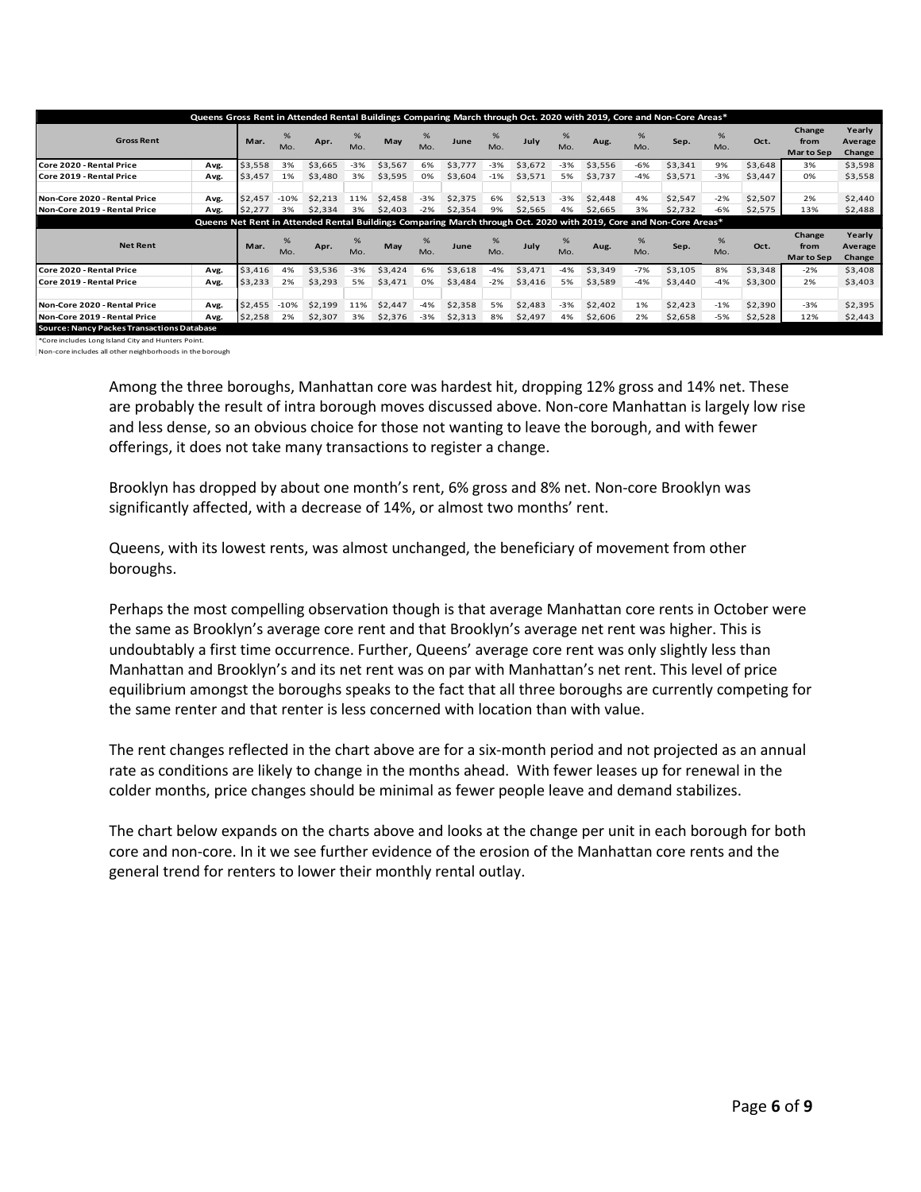| Queens Gross Rent in Attended Rental Buildings Comparing March through Oct. 2020 with 2019, Core and Non-Core Areas* | | | | | | | | | | | | | | | | | | |
|---|---|---|---|---|---|---|---|---|---|---|---|---|---|---|---|---|---|---|
| **Gross Rent** | | **Mar.** | **% Mo.** | **Apr.** | **% Mo.** | **May** | **% Mo.** | **June** | **% Mo.** | **July** | **% Mo.** | **Aug.** | **% Mo.** | **Sep.** | **% Mo.** | **Oct.** | **Change from Mar to Sep** | **Yearly Average Change** |
| **Core 2020 - Rental Price** | **Avg.** | $3,558 | 3% | $3,665 | -3% | $3,567 | 6% | $3,777 | -3% | $3,672 | -3% | $3,556 | -6% | $3,341 | 9% | $3,648 | 3% | $3,598 |
| **Core 2019 - Rental Price** | **Avg.** | $3,457 | 1% | $3,480 | 3% | $3,595 | 0% | $3,604 | -1% | $3,571 | 5% | $3,737 | -4% | $3,571 | -3% | $3,447 | 0% | $3,558 |
| | | | | | | | | | | | | | | | | | | |
| **Non-Core 2020 - Rental Price** | **Avg.** | $2,457 | -10% | $2,213 | 11% | $2,458 | -3% | $2,375 | 6% | $2,513 | -3% | $2,448 | 4% | $2,547 | -2% | $2,507 | 2% | $2,440 |
| **Non-Core 2019 - Rental Price** | **Avg.** | $2,277 | 3% | $2,334 | 3% | $2,403 | -2% | $2,354 | 9% | $2,565 | 4% | $2,665 | 3% | $2,732 | -6% | $2,575 | 13% | $2,488 |
| **Queens Net Rent in Attended Rental Buildings Comparing March through Oct. 2020 with 2019, Core and Non-Core Areas*** | | | | | | | | | | | | | | | | | | |
| **Net Rent** | | **Mar.** | **% Mo.** | **Apr.** | **% Mo.** | **May** | **% Mo.** | **June** | **% Mo.** | **July** | **% Mo.** | **Aug.** | **% Mo.** | **Sep.** | **% Mo.** | **Oct.** | **Change from Mar to Sep** | **Yearly Average Change** |
| **Core 2020 - Rental Price** | **Avg.** | $3,416 | 4% | $3,536 | -3% | $3,424 | 6% | $3,618 | -4% | $3,471 | -4% | $3,349 | -7% | $3,105 | 8% | $3,348 | -2% | $3,408 |
| **Core 2019 - Rental Price** | **Avg.** | $3,233 | 2% | $3,293 | 5% | $3,471 | 0% | $3,484 | -2% | $3,416 | 5% | $3,589 | -4% | $3,440 | -4% | $3,300 | 2% | $3,403 |
| | | | | | | | | | | | | | | | | | | |
| **Non-Core 2020 - Rental Price** | **Avg.** | $2,455 | -10% | $2,199 | 11% | $2,447 | -4% | $2,358 | 5% | $2,483 | -3% | $2,402 | 1% | $2,423 | -1% | $2,390 | -3% | $2,395 |
| **Non-Core 2019 - Rental Price** | **Avg.** | $2,258 | 2% | $2,307 | 3% | $2,376 | -3% | $2,313 | 8% | $2,497 | 4% | $2,606 | 2% | $2,658 | -5% | $2,528 | 12% | $2,443 |
| **Source: Nancy Packes Transactions Database** | | | | | | | | | | | | | | | | | | |

*Core includes Long Island City and Hunters Point.
Non-core includes all other neighborhoods in the borough

Among the three boroughs, Manhattan core was hardest hit, dropping 12% gross and 14% net. These are probably the result of intra borough moves discussed above. Non-core Manhattan is largely low rise and less dense, so an obvious choice for those not wanting to leave the borough, and with fewer offerings, it does not take many transactions to register a change.

Brooklyn has dropped by about one month's rent, 6% gross and 8% net. Non-core Brooklyn was significantly affected, with a decrease of 14%, or almost two months' rent.

Queens, with its lowest rents, was almost unchanged, the beneficiary of movement from other boroughs.

Perhaps the most compelling observation though is that average Manhattan core rents in October were the same as Brooklyn's average core rent and that Brooklyn's average net rent was higher. This is undoubtably a first time occurrence. Further, Queens' average core rent was only slightly less than Manhattan and Brooklyn's and its net rent was on par with Manhattan's net rent. This level of price equilibrium amongst the boroughs speaks to the fact that all three boroughs are currently competing for the same renter and that renter is less concerned with location than with value.

The rent changes reflected in the chart above are for a six-month period and not projected as an annual rate as conditions are likely to change in the months ahead. With fewer leases up for renewal in the colder months, price changes should be minimal as fewer people leave and demand stabilizes.

The chart below expands on the charts above and looks at the change per unit in each borough for both core and non-core. In it we see further evidence of the erosion of the Manhattan core rents and the general trend for renters to lower their monthly rental outlay.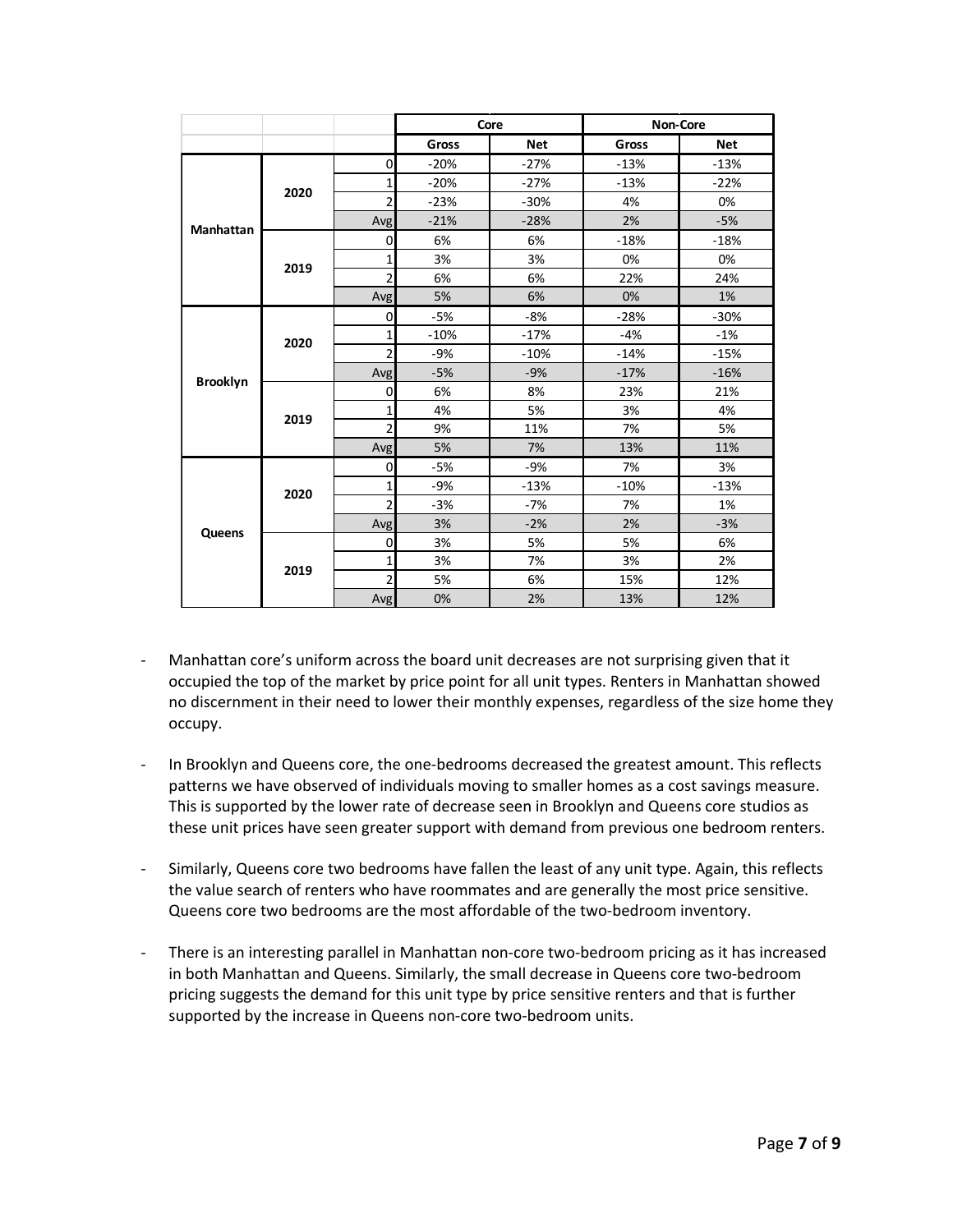| | | | Core | | Non-Core | |
|---|---|---|---|---|---|---|
| | | | Gross | Net | Gross | Net |
| Manhattan | 2020 | 0 | -20% | -27% | -13% | -13% |
| | | 1 | -20% | -27% | -13% | -22% |
| | | 2 | -23% | -30% | 4% | 0% |
| | | Avg | -21% | -28% | 2% | -5% |
| | 2019 | 0 | 6% | 6% | -18% | -18% |
| | | 1 | 3% | 3% | 0% | 0% |
| | | 2 | 6% | 6% | 22% | 24% |
| | | Avg | 5% | 6% | 0% | 1% |
| Brooklyn | 2020 | 0 | -5% | -8% | -28% | -30% |
| | | 1 | -10% | -17% | -4% | -1% |
| | | 2 | -9% | -10% | -14% | -15% |
| | | Avg | -5% | -9% | -17% | -16% |
| | 2019 | 0 | 6% | 8% | 23% | 21% |
| | | 1 | 4% | 5% | 3% | 4% |
| | | 2 | 9% | 11% | 7% | 5% |
| | | Avg | 5% | 7% | 13% | 11% |
| Queens | 2020 | 0 | -5% | -9% | 7% | 3% |
| | | 1 | -9% | -13% | -10% | -13% |
| | | 2 | -3% | -7% | 7% | 1% |
| | | Avg | 3% | -2% | 2% | -3% |
| | 2019 | 0 | 3% | 5% | 5% | 6% |
| | | 1 | 3% | 7% | 3% | 2% |
| | | 2 | 5% | 6% | 15% | 12% |
| | | Avg | 0% | 2% | 13% | 12% |

- Manhattan core's uniform across the board unit decreases are not surprising given that it occupied the top of the market by price point for all unit types. Renters in Manhattan showed no discernment in their need to lower their monthly expenses, regardless of the size home they occupy.

- In Brooklyn and Queens core, the one-bedrooms decreased the greatest amount. This reflects patterns we have observed of individuals moving to smaller homes as a cost savings measure. This is supported by the lower rate of decrease seen in Brooklyn and Queens core studios as these unit prices have seen greater support with demand from previous one bedroom renters.

- Similarly, Queens core two bedrooms have fallen the least of any unit type. Again, this reflects the value search of renters who have roommates and are generally the most price sensitive. Queens core two bedrooms are the most affordable of the two-bedroom inventory.

- There is an interesting parallel in Manhattan non-core two-bedroom pricing as it has increased in both Manhattan and Queens. Similarly, the small decrease in Queens core two-bedroom pricing suggests the demand for this unit type by price sensitive renters and that is further supported by the increase in Queens non-core two-bedroom units.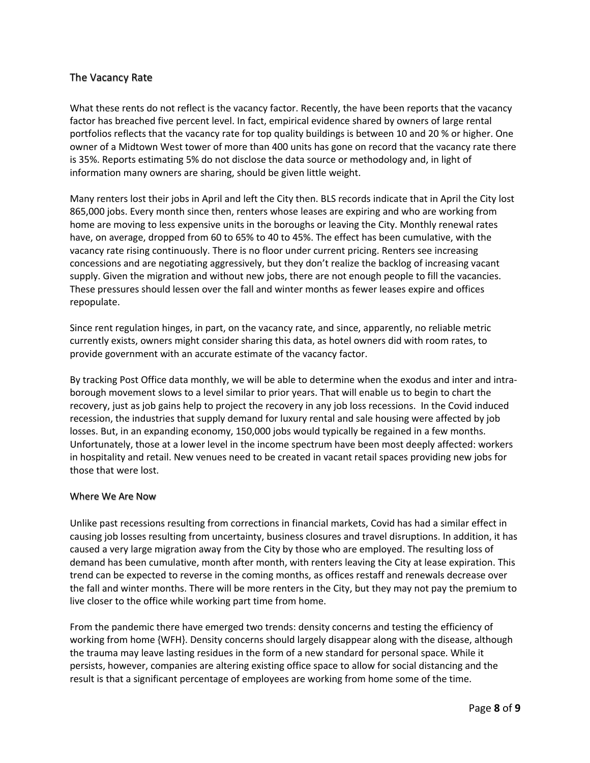## The Vacancy Rate

What these rents do not reflect is the vacancy factor. Recently, the have been reports that the vacancy factor has breached five percent level. In fact, empirical evidence shared by owners of large rental portfolios reflects that the vacancy rate for top quality buildings is between 10 and 20 % or higher. One owner of a Midtown West tower of more than 400 units has gone on record that the vacancy rate there is 35%. Reports estimating 5% do not disclose the data source or methodology and, in light of information many owners are sharing, should be given little weight.

Many renters lost their jobs in April and left the City then. BLS records indicate that in April the City lost 865,000 jobs. Every month since then, renters whose leases are expiring and who are working from home are moving to less expensive units in the boroughs or leaving the City. Monthly renewal rates have, on average, dropped from 60 to 65% to 40 to 45%. The effect has been cumulative, with the vacancy rate rising continuously. There is no floor under current pricing. Renters see increasing concessions and are negotiating aggressively, but they don't realize the backlog of increasing vacant supply. Given the migration and without new jobs, there are not enough people to fill the vacancies. These pressures should lessen over the fall and winter months as fewer leases expire and offices repopulate.

Since rent regulation hinges, in part, on the vacancy rate, and since, apparently, no reliable metric currently exists, owners might consider sharing this data, as hotel owners did with room rates, to provide government with an accurate estimate of the vacancy factor.

By tracking Post Office data monthly, we will be able to determine when the exodus and inter and intra-borough movement slows to a level similar to prior years. That will enable us to begin to chart the recovery, just as job gains help to project the recovery in any job loss recessions. In the Covid induced recession, the industries that supply demand for luxury rental and sale housing were affected by job losses. But, in an expanding economy, 150,000 jobs would typically be regained in a few months. Unfortunately, those at a lower level in the income spectrum have been most deeply affected: workers in hospitality and retail. New venues need to be created in vacant retail spaces providing new jobs for those that were lost.

## Where We Are Now

Unlike past recessions resulting from corrections in financial markets, Covid has had a similar effect in causing job losses resulting from uncertainty, business closures and travel disruptions. In addition, it has caused a very large migration away from the City by those who are employed. The resulting loss of demand has been cumulative, month after month, with renters leaving the City at lease expiration. This trend can be expected to reverse in the coming months, as offices restaff and renewals decrease over the fall and winter months. There will be more renters in the City, but they may not pay the premium to live closer to the office while working part time from home.

From the pandemic there have emerged two trends: density concerns and testing the efficiency of working from home {WFH}. Density concerns should largely disappear along with the disease, although the trauma may leave lasting residues in the form of a new standard for personal space. While it persists, however, companies are altering existing office space to allow for social distancing and the result is that a significant percentage of employees are working from home some of the time.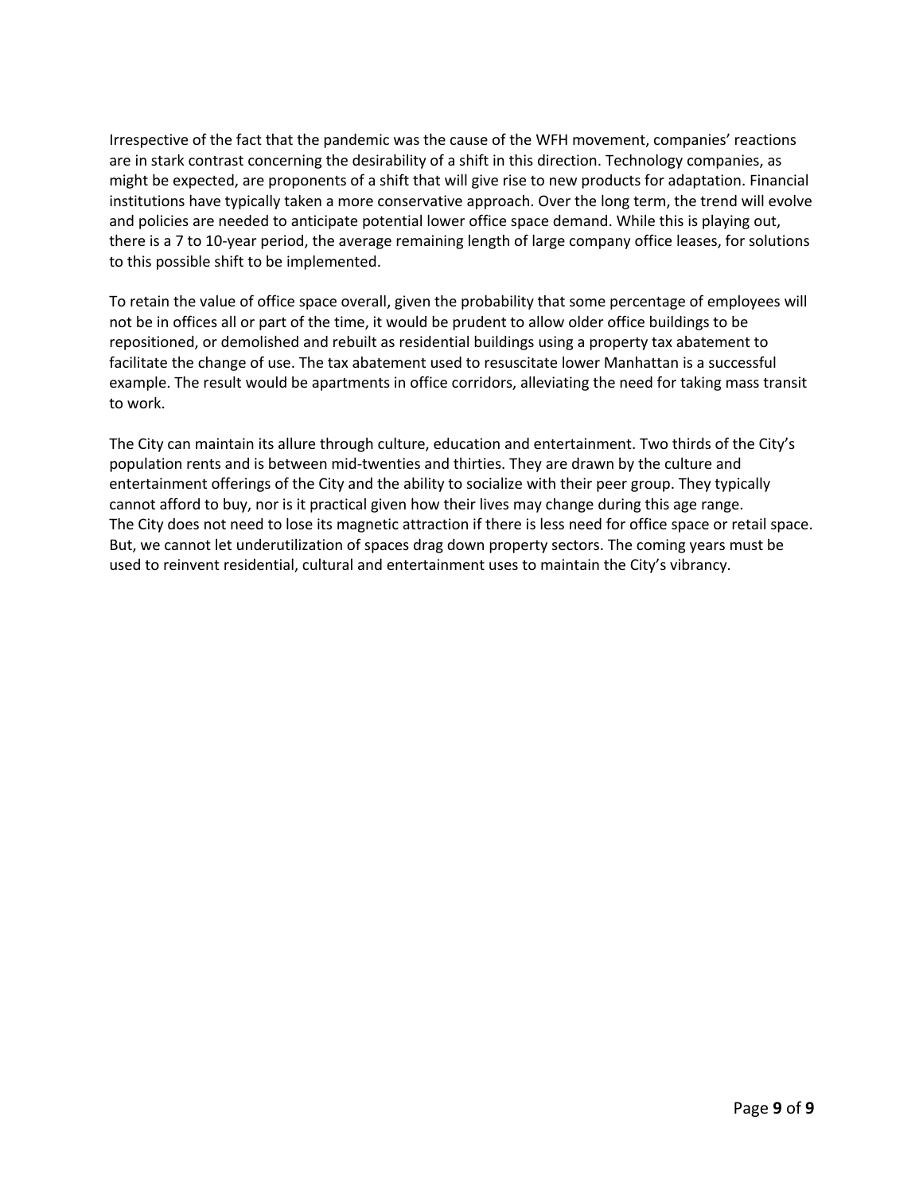Irrespective of the fact that the pandemic was the cause of the WFH movement, companies' reactions are in stark contrast concerning the desirability of a shift in this direction. Technology companies, as might be expected, are proponents of a shift that will give rise to new products for adaptation. Financial institutions have typically taken a more conservative approach. Over the long term, the trend will evolve and policies are needed to anticipate potential lower office space demand. While this is playing out, there is a 7 to 10-year period, the average remaining length of large company office leases, for solutions to this possible shift to be implemented.

To retain the value of office space overall, given the probability that some percentage of employees will not be in offices all or part of the time, it would be prudent to allow older office buildings to be repositioned, or demolished and rebuilt as residential buildings using a property tax abatement to facilitate the change of use. The tax abatement used to resuscitate lower Manhattan is a successful example. The result would be apartments in office corridors, alleviating the need for taking mass transit to work.

The City can maintain its allure through culture, education and entertainment. Two thirds of the City's population rents and is between mid-twenties and thirties. They are drawn by the culture and entertainment offerings of the City and the ability to socialize with their peer group. They typically cannot afford to buy, nor is it practical given how their lives may change during this age range.
The City does not need to lose its magnetic attraction if there is less need for office space or retail space. But, we cannot let underutilization of spaces drag down property sectors. The coming years must be used to reinvent residential, cultural and entertainment uses to maintain the City's vibrancy.